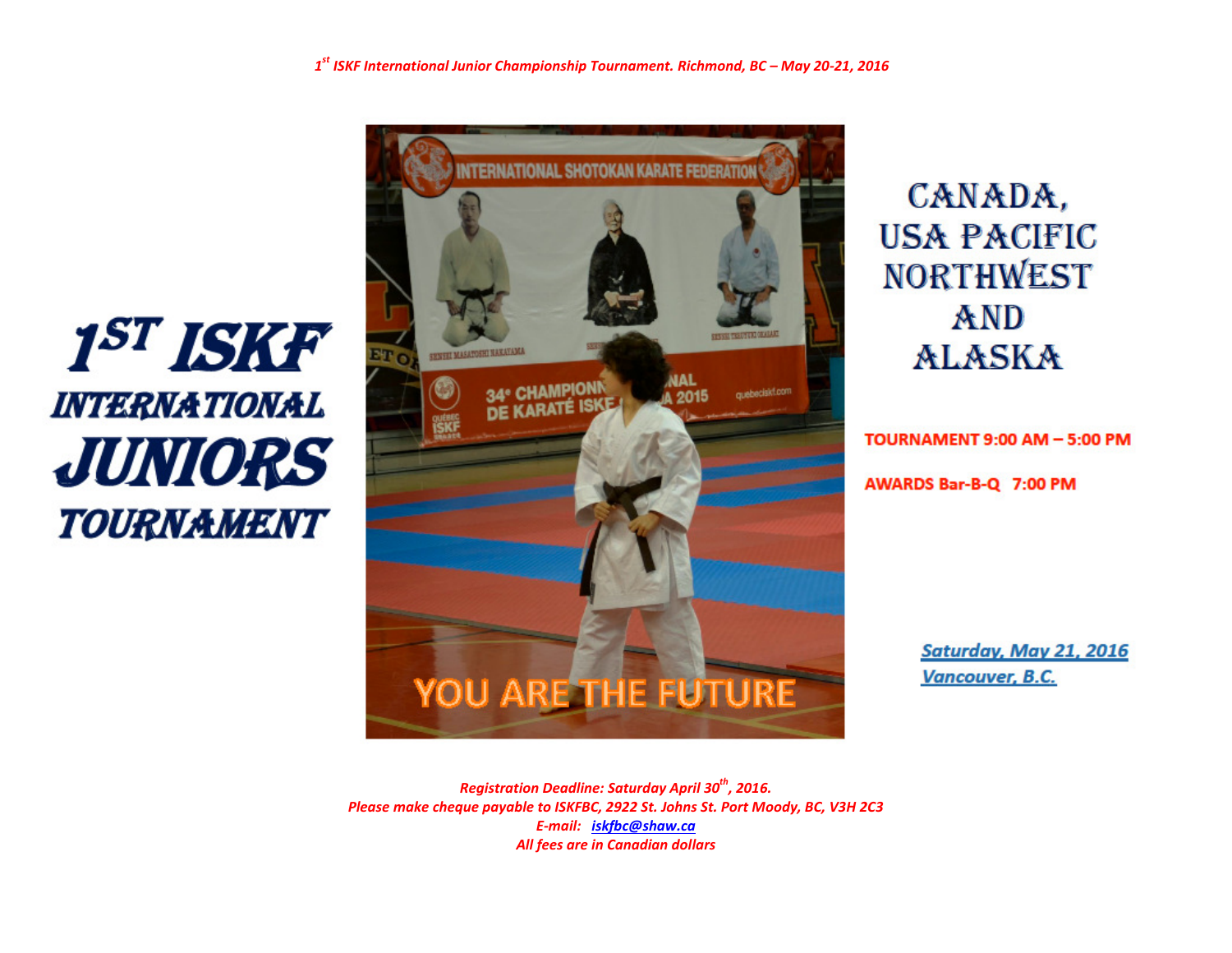*1st ISKF International Junior Championship Tournament. Richmond, BC – May 20-21, 2016*

# 1ST ISKF INTERNATIONAL JUNIORS TOURNAMENT

## CANADA, USA PACIFIC NORTHWEST AND ALASKA

**TOURNAMENT 9:00 AM – 5:00 PM**

**AWARDS Bar-B-Q 7:00 PM**

***Saturday, May 21, 2016***
***Vancouver, B.C.***

*Registration Deadline: Saturday April 30th, 2016.*
*Please make cheque payable to ISKFBC, 2922 St. Johns St. Port Moody, BC, V3H 2C3*
*E-mail: iskfbc@shaw.ca*
*All fees are in Canadian dollars*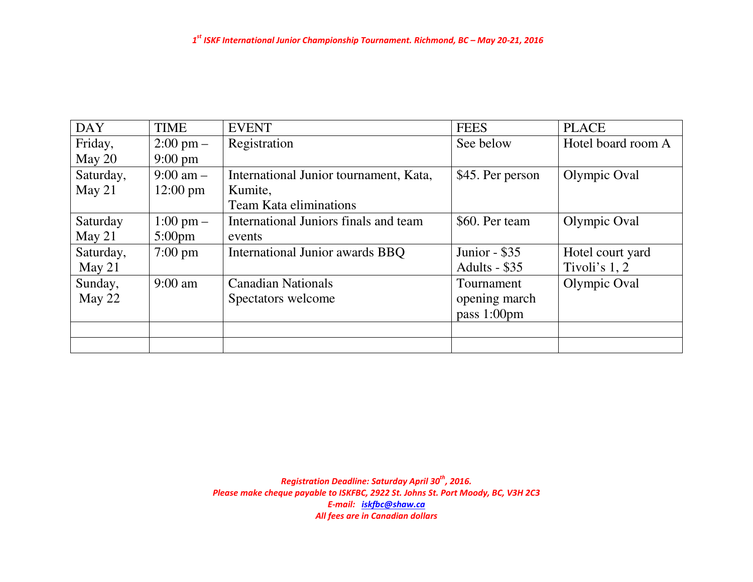| DAY | TIME | EVENT | FEES | PLACE |
|---|---|---|---|---|
| Friday, May 20 | 2:00 pm – 9:00 pm | Registration | See below | Hotel board room A |
| Saturday, May 21 | 9:00 am – 12:00 pm | International Junior tournament, Kata, Kumite, Team Kata eliminations | $45. Per person | Olympic Oval |
| Saturday May 21 | 1:00 pm – 5:00pm | International Juniors finals and team events | $60. Per team | Olympic Oval |
| Saturday, May 21 | 7:00 pm | International Junior awards BBQ | Junior - $35 Adults - $35 | Hotel court yard Tivoli's 1, 2 |
| Sunday, May 22 | 9:00 am | Canadian Nationals Spectators welcome | Tournament opening march pass 1:00pm | Olympic Oval |
| | | | | |
| | | | | |

*Registration Deadline: Saturday April 30th, 2016.*
*Please make cheque payable to ISKFBC, 2922 St. Johns St. Port Moody, BC, V3H 2C3*
*E-mail: iskfbc@shaw.ca*
*All fees are in Canadian dollars*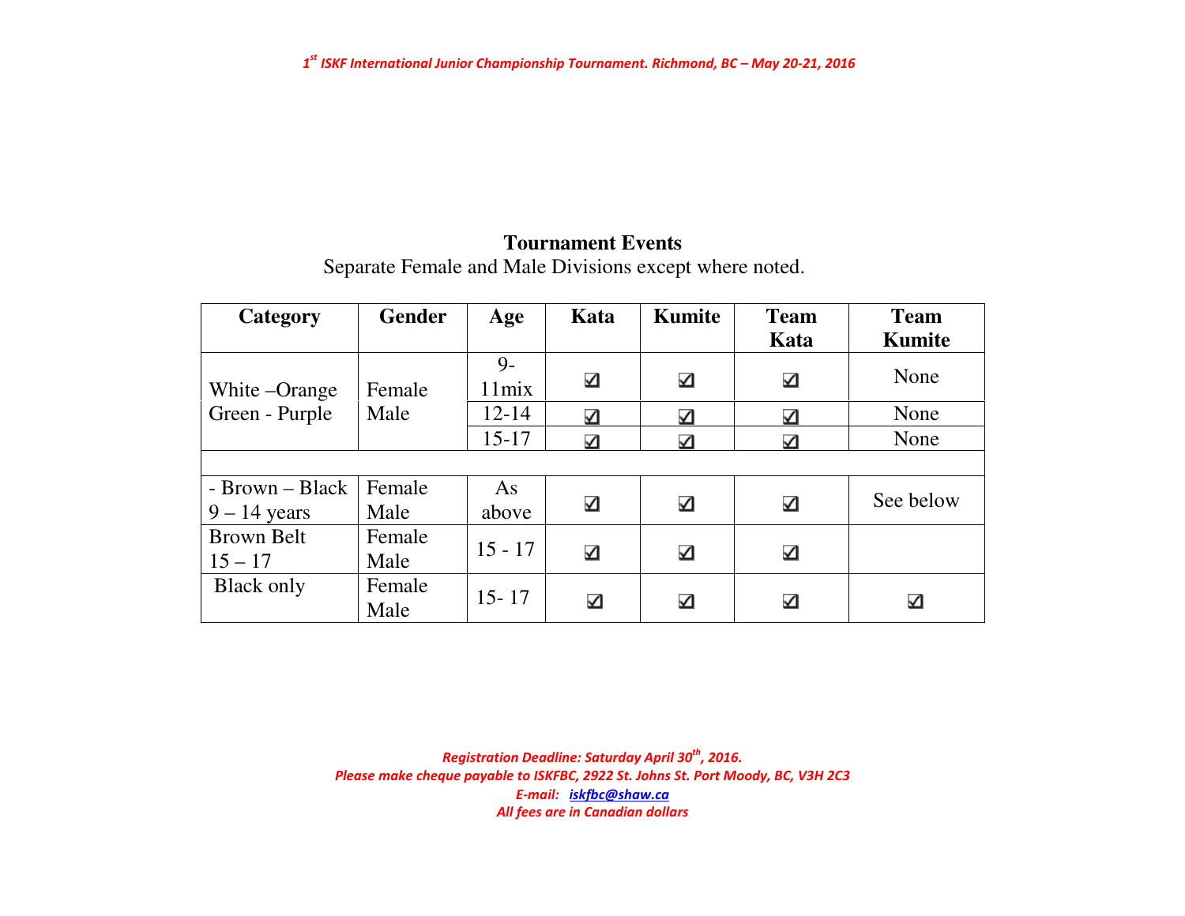## Tournament Events

Separate Female and Male Divisions except where noted.

| Category | Gender | Age | Kata | Kumite | Team Kata | Team Kumite |
|---|---|---|---|---|---|---|
| White –Orange Green - Purple | Female Male | 9-11mix | ☑ | ☑ | ☑ | None |
| | | 12-14 | ☑ | ☑ | ☑ | None |
| | | 15-17 | ☑ | ☑ | ☑ | None |
| | | | | | | |
| - Brown – Black 9 – 14 years | Female Male | As above | ☑ | ☑ | ☑ | See below |
| Brown Belt 15 – 17 | Female Male | 15 - 17 | ☑ | ☑ | ☑ | |
| Black only | Female Male | 15- 17 | ☑ | ☑ | ☑ | ☑ |

*Registration Deadline: Saturday April 30th, 2016.*
*Please make cheque payable to ISKFBC, 2922 St. Johns St. Port Moody, BC, V3H 2C3*
*E-mail: iskfbc@shaw.ca*
*All fees are in Canadian dollars*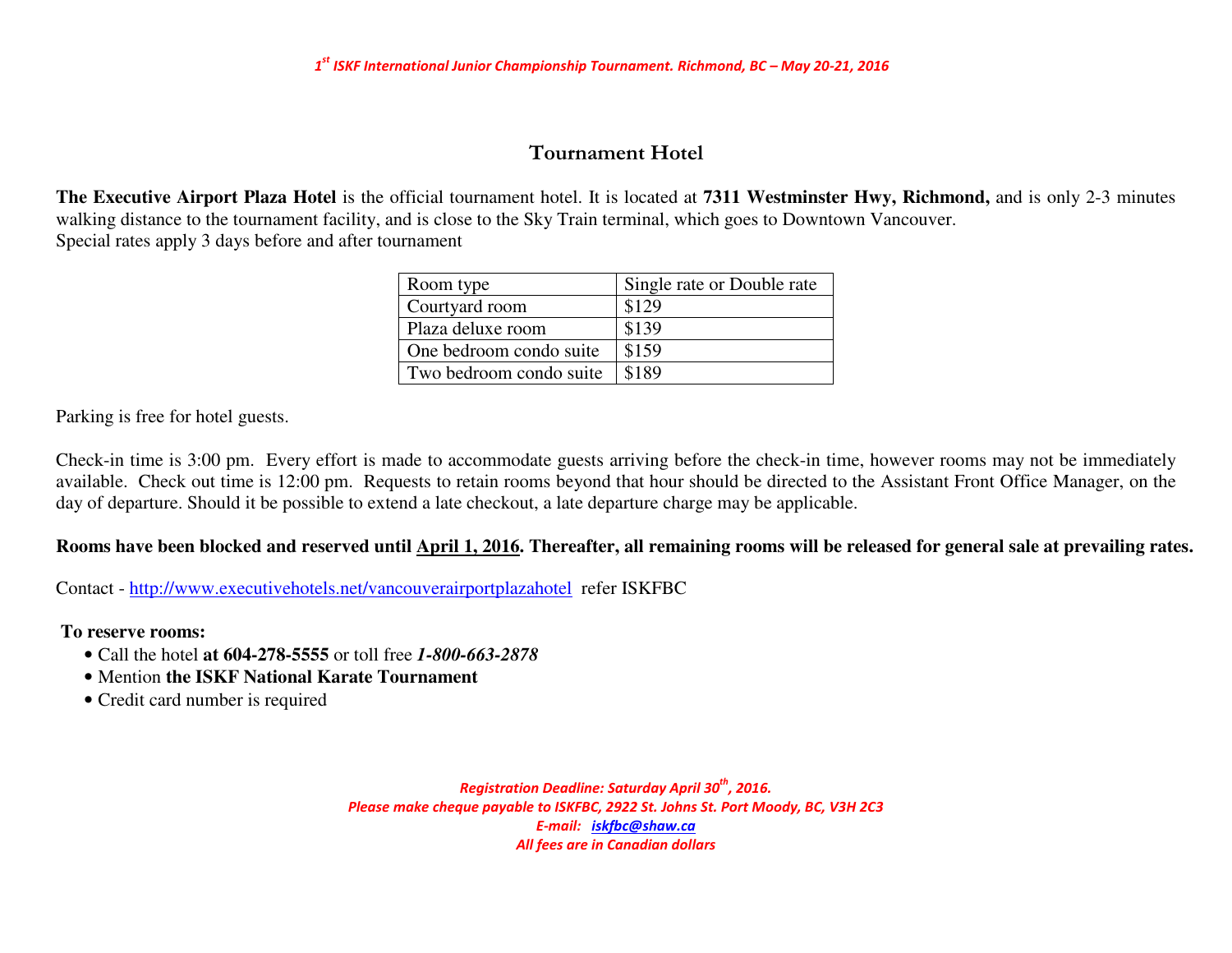## Tournament Hotel

**The Executive Airport Plaza Hotel** is the official tournament hotel. It is located at **7311 Westminster Hwy, Richmond,** and is only 2-3 minutes walking distance to the tournament facility, and is close to the Sky Train terminal, which goes to Downtown Vancouver.
Special rates apply 3 days before and after tournament

| Room type | Single rate or Double rate |
|---|---|
| Courtyard room | $129 |
| Plaza deluxe room | $139 |
| One bedroom condo suite | $159 |
| Two bedroom condo suite | $189 |

Parking is free for hotel guests.

Check-in time is 3:00 pm. Every effort is made to accommodate guests arriving before the check-in time, however rooms may not be immediately available. Check out time is 12:00 pm. Requests to retain rooms beyond that hour should be directed to the Assistant Front Office Manager, on the day of departure. Should it be possible to extend a late checkout, a late departure charge may be applicable.

**Rooms have been blocked and reserved until April 1, 2016. Thereafter, all remaining rooms will be released for general sale at prevailing rates.**

Contact - http://www.executivehotels.net/vancouverairportplazahotel refer ISKFBC

**To reserve rooms:**

- Call the hotel **at 604-278-5555** or toll free ***1-800-663-2878***
- Mention **the ISKF National Karate Tournament**
- Credit card number is required

*Registration Deadline: Saturday April 30th, 2016.*
*Please make cheque payable to ISKFBC, 2922 St. Johns St. Port Moody, BC, V3H 2C3*
*E-mail: iskfbc@shaw.ca*
*All fees are in Canadian dollars*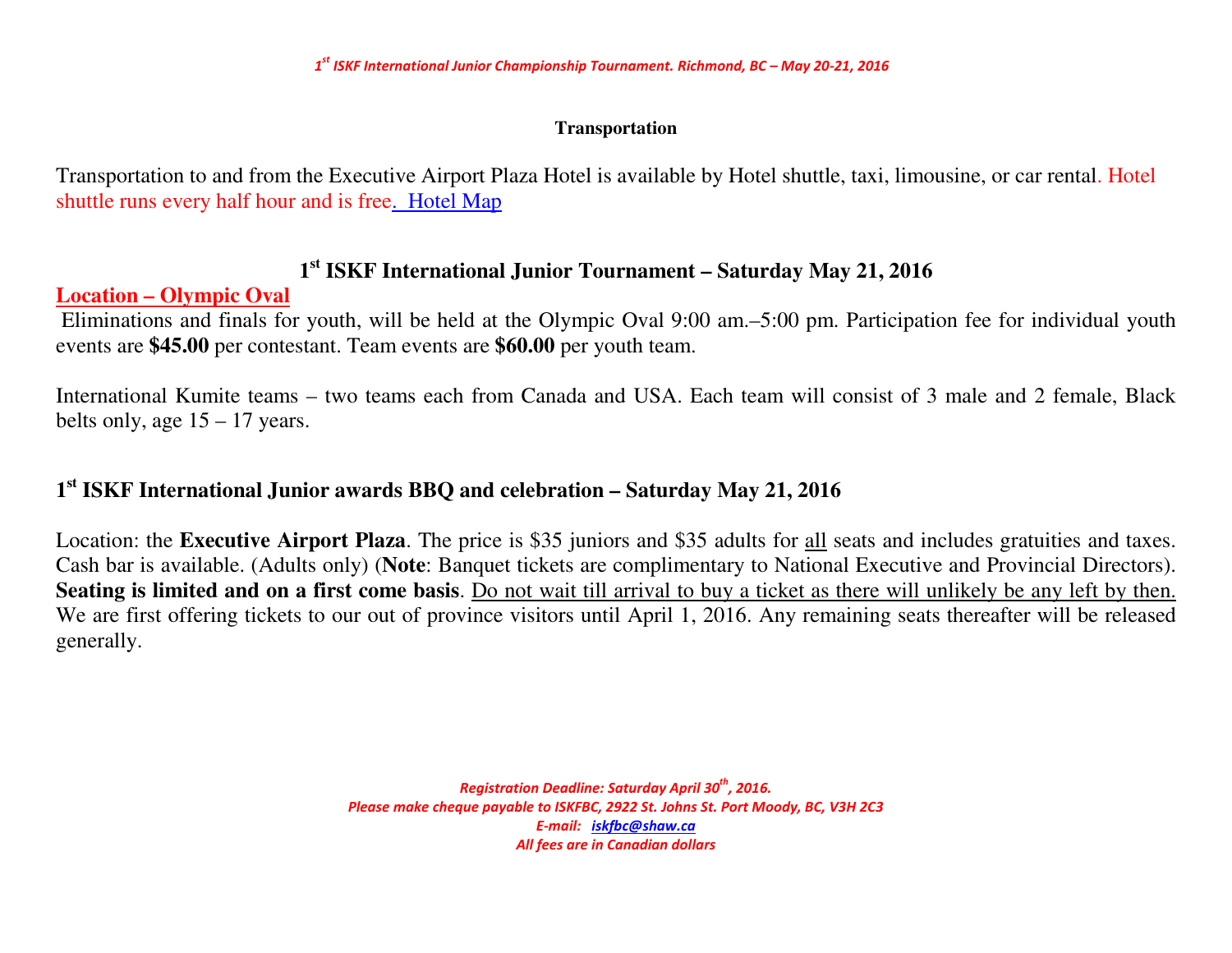**Transportation**

Transportation to and from the Executive Airport Plaza Hotel is available by Hotel shuttle, taxi, limousine, or car rental. Hotel shuttle runs every half hour and is free. Hotel Map

## 1st ISKF International Junior Tournament – Saturday May 21, 2016

**Location – Olympic Oval**

Eliminations and finals for youth, will be held at the Olympic Oval 9:00 am.–5:00 pm. Participation fee for individual youth events are **$45.00** per contestant. Team events are **$60.00** per youth team.

International Kumite teams – two teams each from Canada and USA. Each team will consist of 3 male and 2 female, Black belts only, age 15 – 17 years.

## 1st ISKF International Junior awards BBQ and celebration – Saturday May 21, 2016

Location: the **Executive Airport Plaza**. The price is $35 juniors and $35 adults for all seats and includes gratuities and taxes. Cash bar is available. (Adults only) (**Note**: Banquet tickets are complimentary to National Executive and Provincial Directors). **Seating is limited and on a first come basis**. Do not wait till arrival to buy a ticket as there will unlikely be any left by then. We are first offering tickets to our out of province visitors until April 1, 2016. Any remaining seats thereafter will be released generally.

*Registration Deadline: Saturday April 30th, 2016.*
*Please make cheque payable to ISKFBC, 2922 St. Johns St. Port Moody, BC, V3H 2C3*
*E-mail: iskfbc@shaw.ca*
*All fees are in Canadian dollars*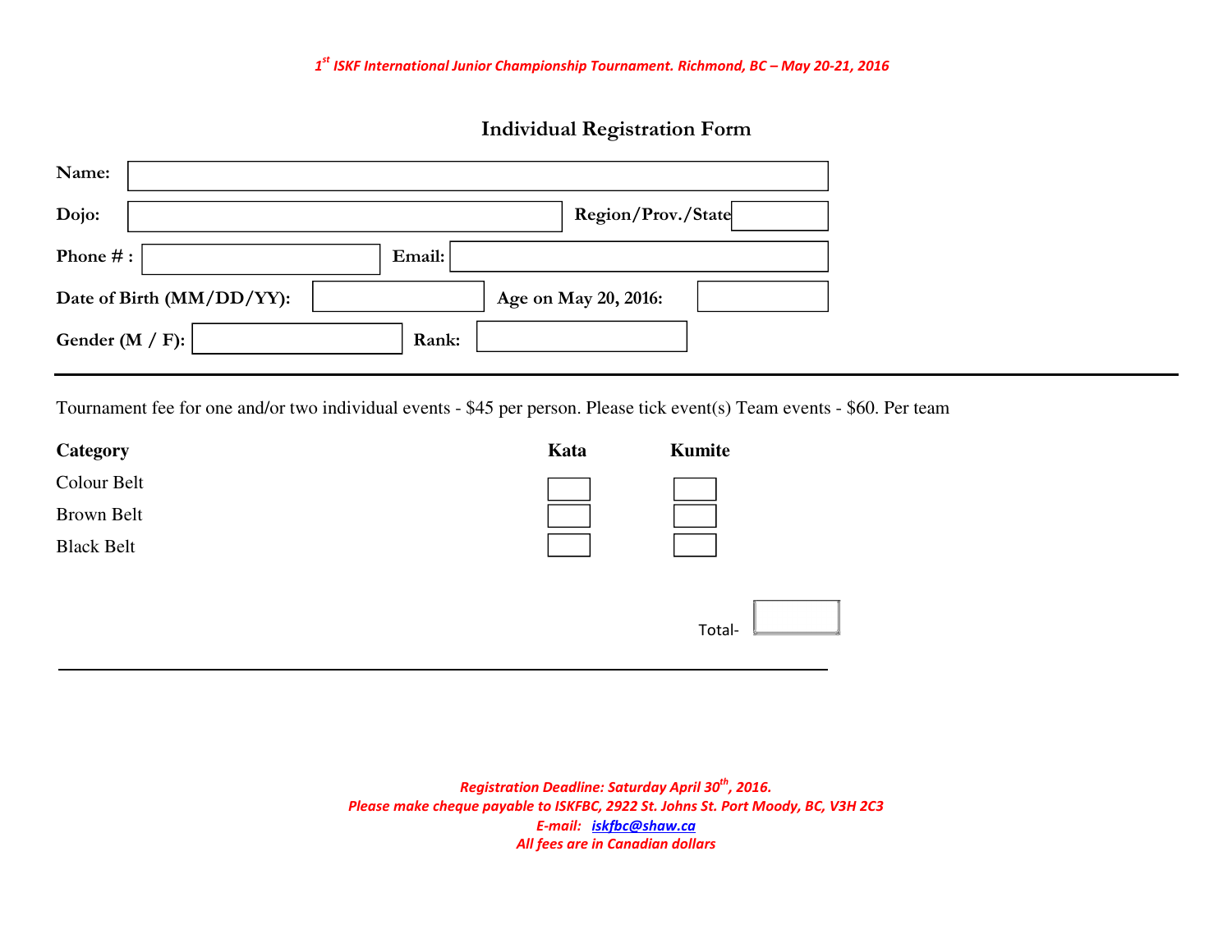*1st ISKF International Junior Championship Tournament. Richmond, BC – May 20-21, 2016*

## Individual Registration Form

**Name:**

**Dojo:** **Region/Prov./State**

**Phone # :** **Email:**

**Date of Birth (MM/DD/YY):** **Age on May 20, 2016:**

**Gender (M / F):** **Rank:**

---

Tournament fee for one and/or two individual events - $45 per person. Please tick event(s) Team events - $60. Per team

| **Category** | **Kata** | **Kumite** |
|---|---|---|
| Colour Belt | | |
| Brown Belt | | |
| Black Belt | | |

Total-

---

***Registration Deadline: Saturday April 30th, 2016.***
***Please make cheque payable to ISKFBC, 2922 St. Johns St. Port Moody, BC, V3H 2C3***
***E-mail: iskfbc@shaw.ca***
***All fees are in Canadian dollars***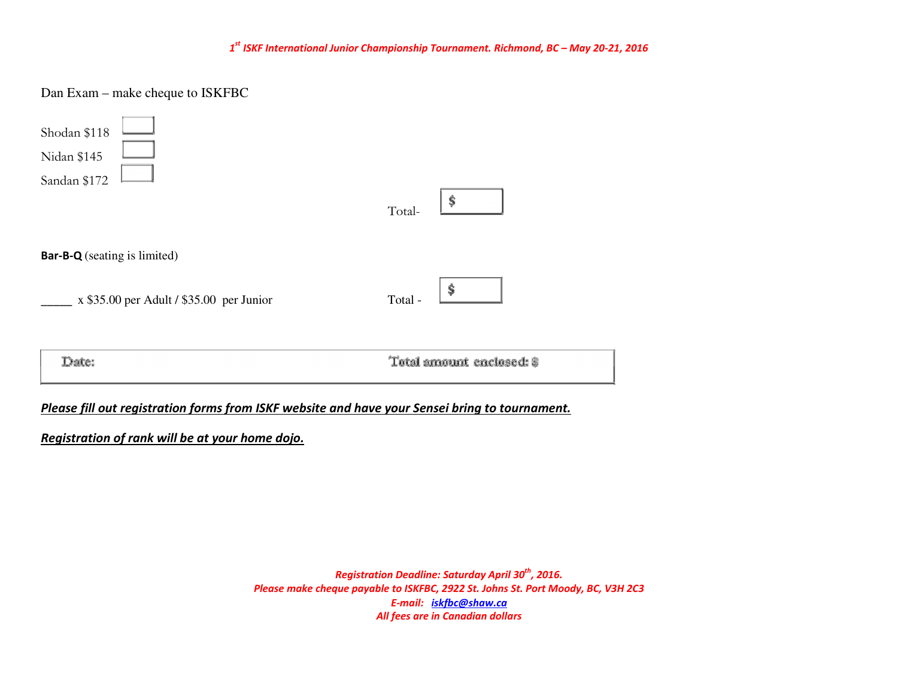Dan Exam – make cheque to ISKFBC

Shodan $118 ☐

Nidan $145 ☐

Sandan $172 ☐

Total- $

**Bar-B-Q** (seating is limited)

_____ x $35.00 per Adult / $35.00 per Junior Total - $

| Date: | Total amount enclosed: $ |
|---|---|

***Please fill out registration forms from ISKF website and have your Sensei bring to tournament.***

***Registration of rank will be at your home dojo.***

*Registration Deadline: Saturday April 30th, 2016.*
*Please make cheque payable to ISKFBC, 2922 St. Johns St. Port Moody, BC, V3H 2C3*
*E-mail: iskfbc@shaw.ca*
*All fees are in Canadian dollars*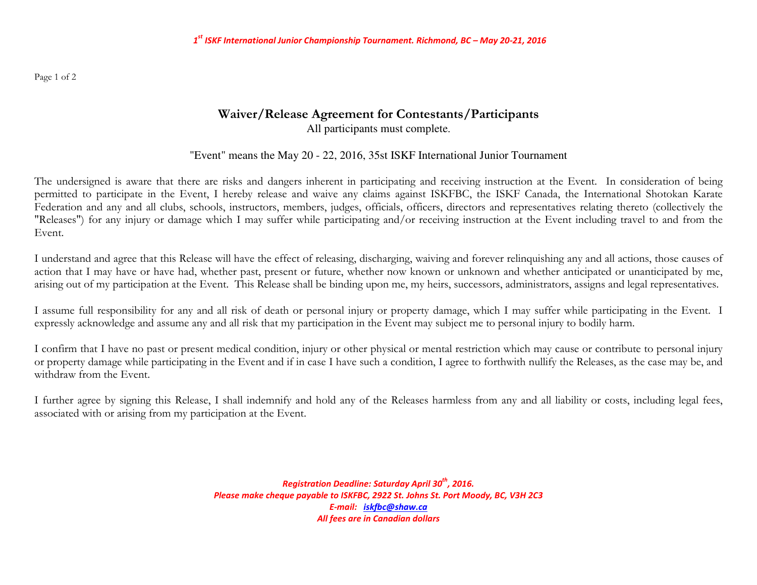# Waiver/Release Agreement for Contestants/Participants

All participants must complete.

"Event" means the May 20 - 22, 2016, 35st ISKF International Junior Tournament

The undersigned is aware that there are risks and dangers inherent in participating and receiving instruction at the Event. In consideration of being permitted to participate in the Event, I hereby release and waive any claims against ISKFBC, the ISKF Canada, the International Shotokan Karate Federation and any and all clubs, schools, instructors, members, judges, officials, officers, directors and representatives relating thereto (collectively the "Releases") for any injury or damage which I may suffer while participating and/or receiving instruction at the Event including travel to and from the Event.

I understand and agree that this Release will have the effect of releasing, discharging, waiving and forever relinquishing any and all actions, those causes of action that I may have or have had, whether past, present or future, whether now known or unknown and whether anticipated or unanticipated by me, arising out of my participation at the Event. This Release shall be binding upon me, my heirs, successors, administrators, assigns and legal representatives.

I assume full responsibility for any and all risk of death or personal injury or property damage, which I may suffer while participating in the Event. I expressly acknowledge and assume any and all risk that my participation in the Event may subject me to personal injury to bodily harm.

I confirm that I have no past or present medical condition, injury or other physical or mental restriction which may cause or contribute to personal injury or property damage while participating in the Event and if in case I have such a condition, I agree to forthwith nullify the Releases, as the case may be, and withdraw from the Event.

I further agree by signing this Release, I shall indemnify and hold any of the Releases harmless from any and all liability or costs, including legal fees, associated with or arising from my participation at the Event.

***Registration Deadline: Saturday April 30th, 2016.***
***Please make cheque payable to ISKFBC, 2922 St. Johns St. Port Moody, BC, V3H 2C3***
***E-mail: iskfbc@shaw.ca***
***All fees are in Canadian dollars***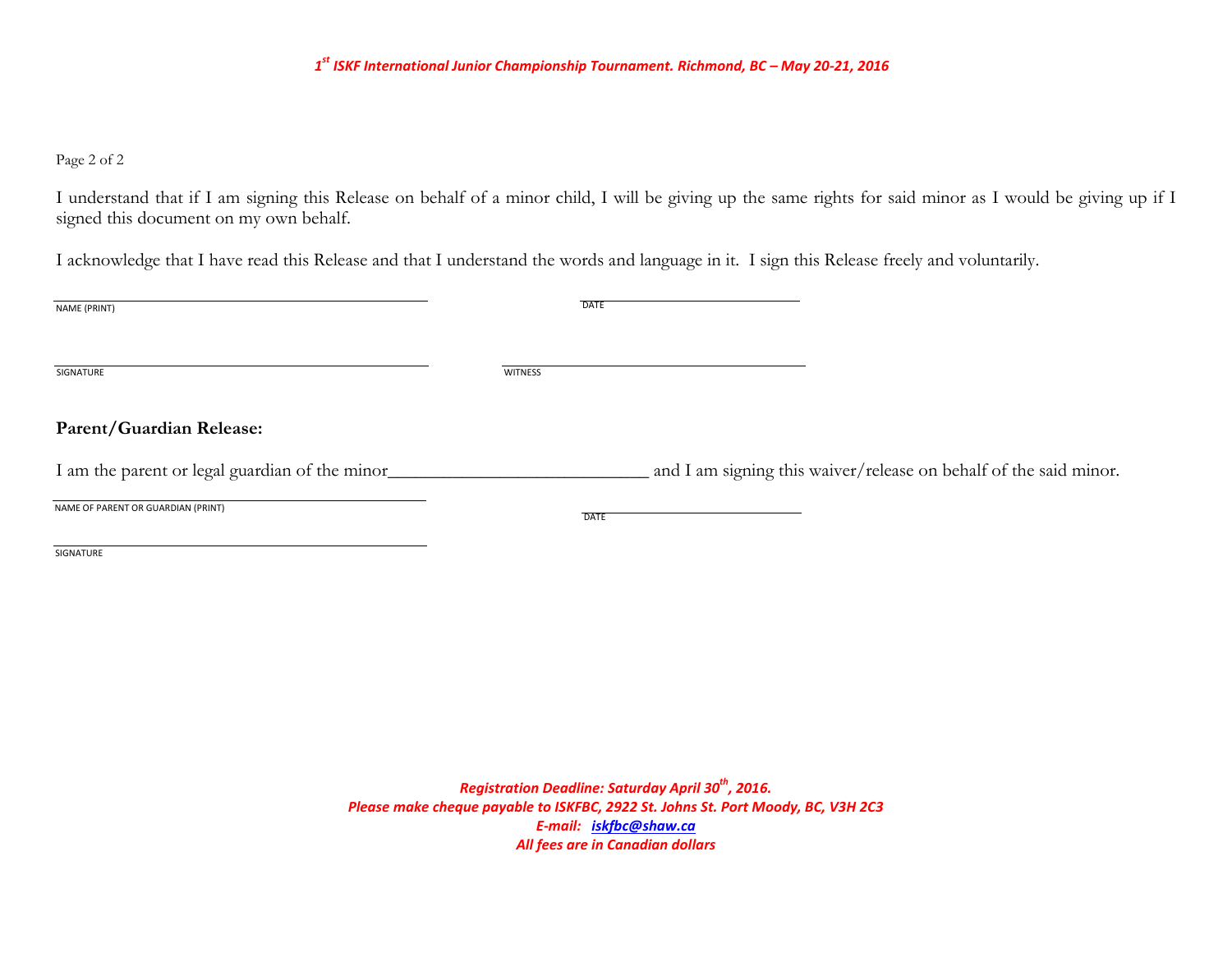I understand that if I am signing this Release on behalf of a minor child, I will be giving up the same rights for said minor as I would be giving up if I signed this document on my own behalf.

I acknowledge that I have read this Release and that I understand the words and language in it. I sign this Release freely and voluntarily.

NAME (PRINT) ______________________________ DATE ______________________

SIGNATURE ______________________________ WITNESS ______________________

**Parent/Guardian Release:**

I am the parent or legal guardian of the minor____________________________ and I am signing this waiver/release on behalf of the said minor.

NAME OF PARENT OR GUARDIAN (PRINT) ______________________________ DATE ______________________

SIGNATURE ______________________________

***Registration Deadline: Saturday April 30th, 2016.***
***Please make cheque payable to ISKFBC, 2922 St. Johns St. Port Moody, BC, V3H 2C3***
***E-mail: iskfbc@shaw.ca***
***All fees are in Canadian dollars***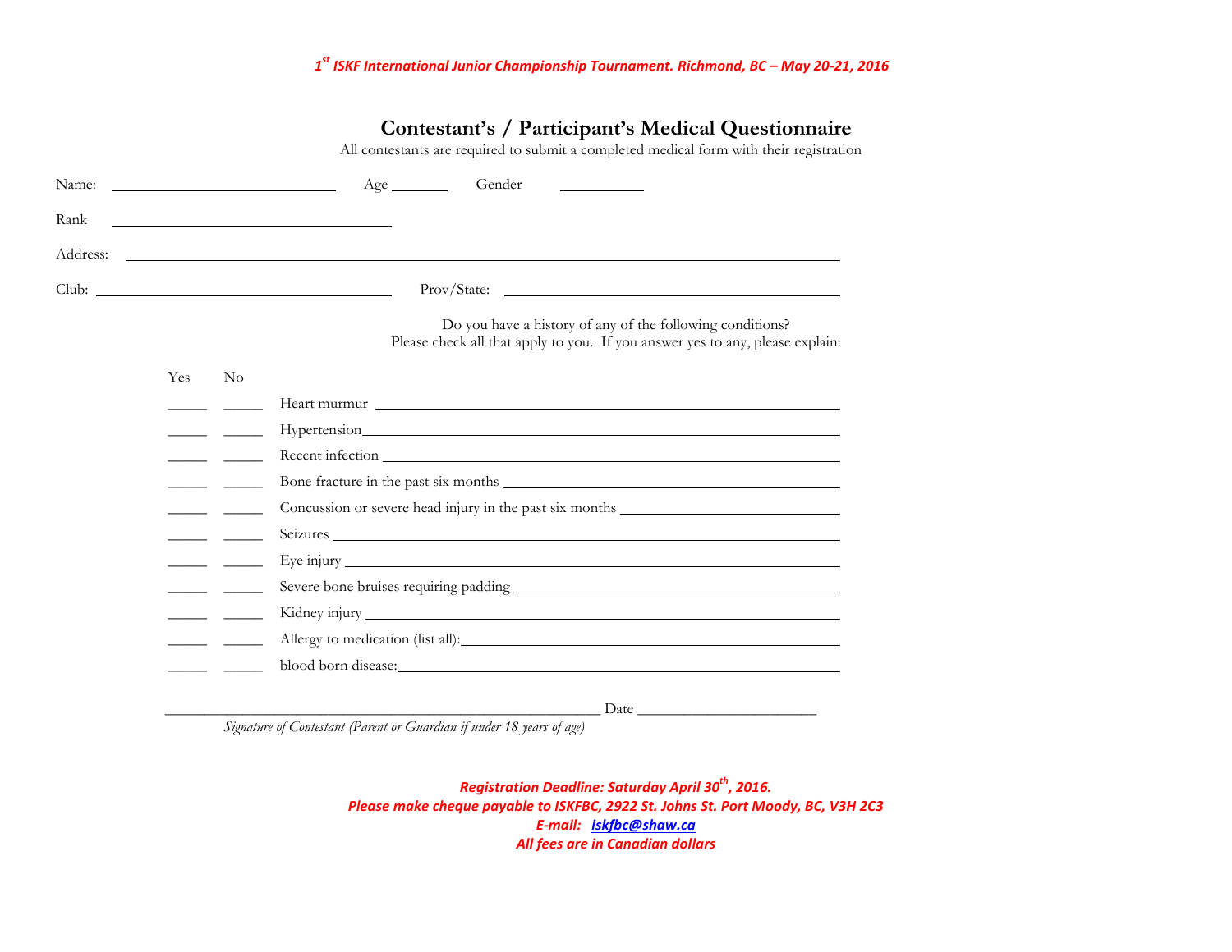*1st ISKF International Junior Championship Tournament. Richmond, BC – May 20-21, 2016*

# Contestant's / Participant's Medical Questionnaire

All contestants are required to submit a completed medical form with their registration

Name: ______________________ Age ______ Gender ________

Rank ___________________________

Address: ______________________________________________________________

Club: ____________________________ Prov/State: ______________________________

Do you have a history of any of the following conditions?
Please check all that apply to you. If you answer yes to any, please explain:

| Yes | No | Condition |
|---|---|---|
| _____ | _____ | Heart murmur ________________________________ |
| _____ | _____ | Hypertension________________________________ |
| _____ | _____ | Recent infection ________________________________ |
| _____ | _____ | Bone fracture in the past six months ____________________ |
| _____ | _____ | Concussion or severe head injury in the past six months ____________ |
| _____ | _____ | Seizures ________________________________ |
| _____ | _____ | Eye injury ________________________________ |
| _____ | _____ | Severe bone bruises requiring padding ____________________ |
| _____ | _____ | Kidney injury ________________________________ |
| _____ | _____ | Allergy to medication (list all):____________________ |
| _____ | _____ | blood born disease:________________________________ |

_____________________________________________ Date ____________________

*Signature of Contestant (Parent or Guardian if under 18 years of age)*

***Registration Deadline: Saturday April 30th, 2016.***
***Please make cheque payable to ISKFBC, 2922 St. Johns St. Port Moody, BC, V3H 2C3***
***E-mail: iskfbc@shaw.ca***
***All fees are in Canadian dollars***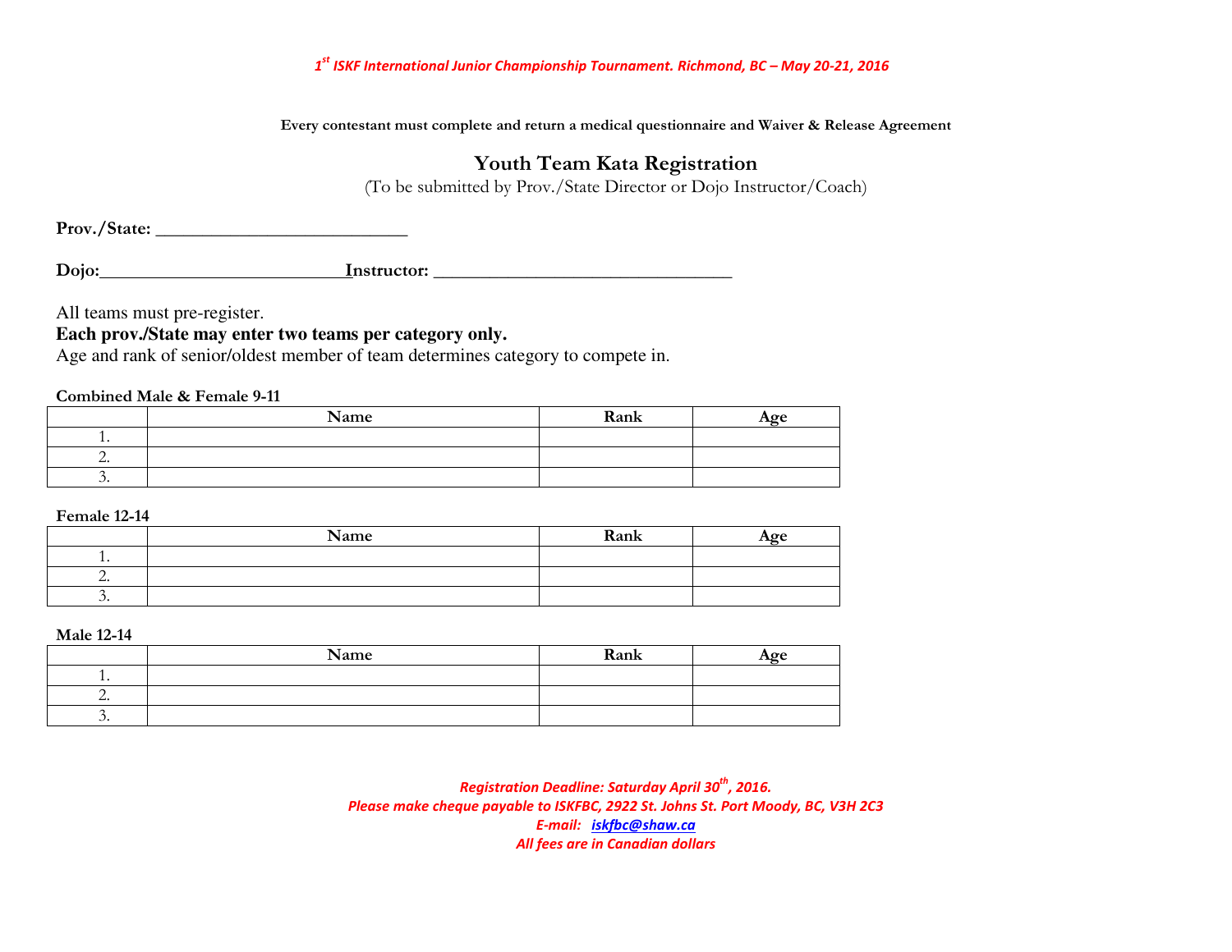*1st ISKF International Junior Championship Tournament. Richmond, BC – May 20-21, 2016*

**Every contestant must complete and return a medical questionnaire and Waiver & Release Agreement**

# Youth Team Kata Registration

(To be submitted by Prov./State Director or Dojo Instructor/Coach)

**Prov./State:** ___________________________

**Dojo:**___________________________**Instructor:** _________________________________

All teams must pre-register.

**Each prov./State may enter two teams per category only.**

Age and rank of senior/oldest member of team determines category to compete in.

**Combined Male & Female 9-11**

| | Name | Rank | Age |
|---|---|---|---|
| 1. | | | |
| 2. | | | |
| 3. | | | |

**Female 12-14**

| | Name | Rank | Age |
|---|---|---|---|
| 1. | | | |
| 2. | | | |
| 3. | | | |

**Male 12-14**

| | Name | Rank | Age |
|---|---|---|---|
| 1. | | | |
| 2. | | | |
| 3. | | | |

*Registration Deadline: Saturday April 30th, 2016.*
*Please make cheque payable to ISKFBC, 2922 St. Johns St. Port Moody, BC, V3H 2C3*
*E-mail: iskfbc@shaw.ca*
*All fees are in Canadian dollars*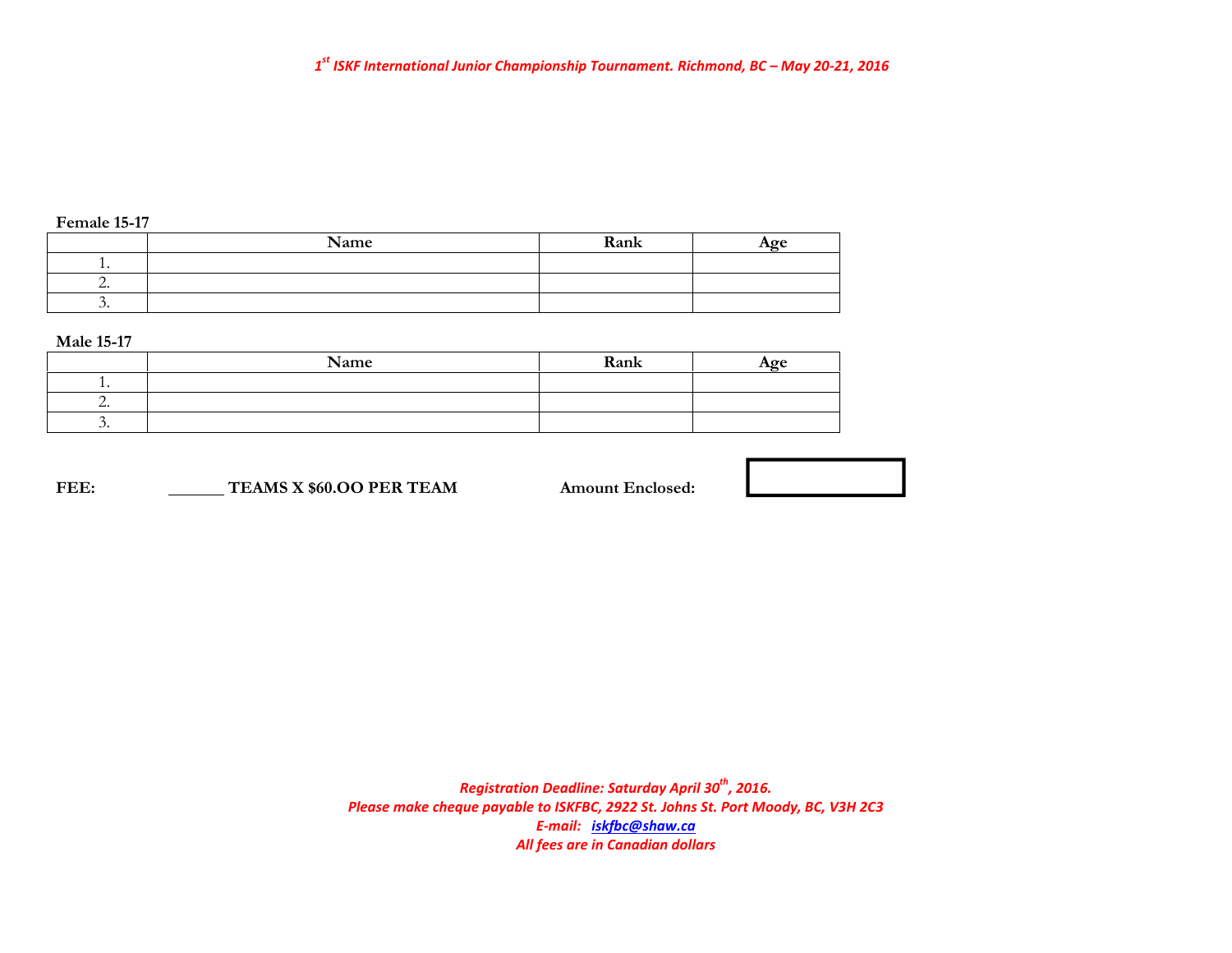*1st ISKF International Junior Championship Tournament. Richmond, BC – May 20-21, 2016*

**Female 15-17**

| | Name | Rank | Age |
|---|---|---|---|
| 1. | | | |
| 2. | | | |
| 3. | | | |

**Male 15-17**

| | Name | Rank | Age |
|---|---|---|---|
| 1. | | | |
| 2. | | | |
| 3. | | | |

**FEE:** ______ **TEAMS X $60.OO PER TEAM** **Amount Enclosed:** [ ]

*Registration Deadline: Saturday April 30th, 2016.*
*Please make cheque payable to ISKFBC, 2922 St. Johns St. Port Moody, BC, V3H 2C3*
*E-mail: iskfbc@shaw.ca*
*All fees are in Canadian dollars*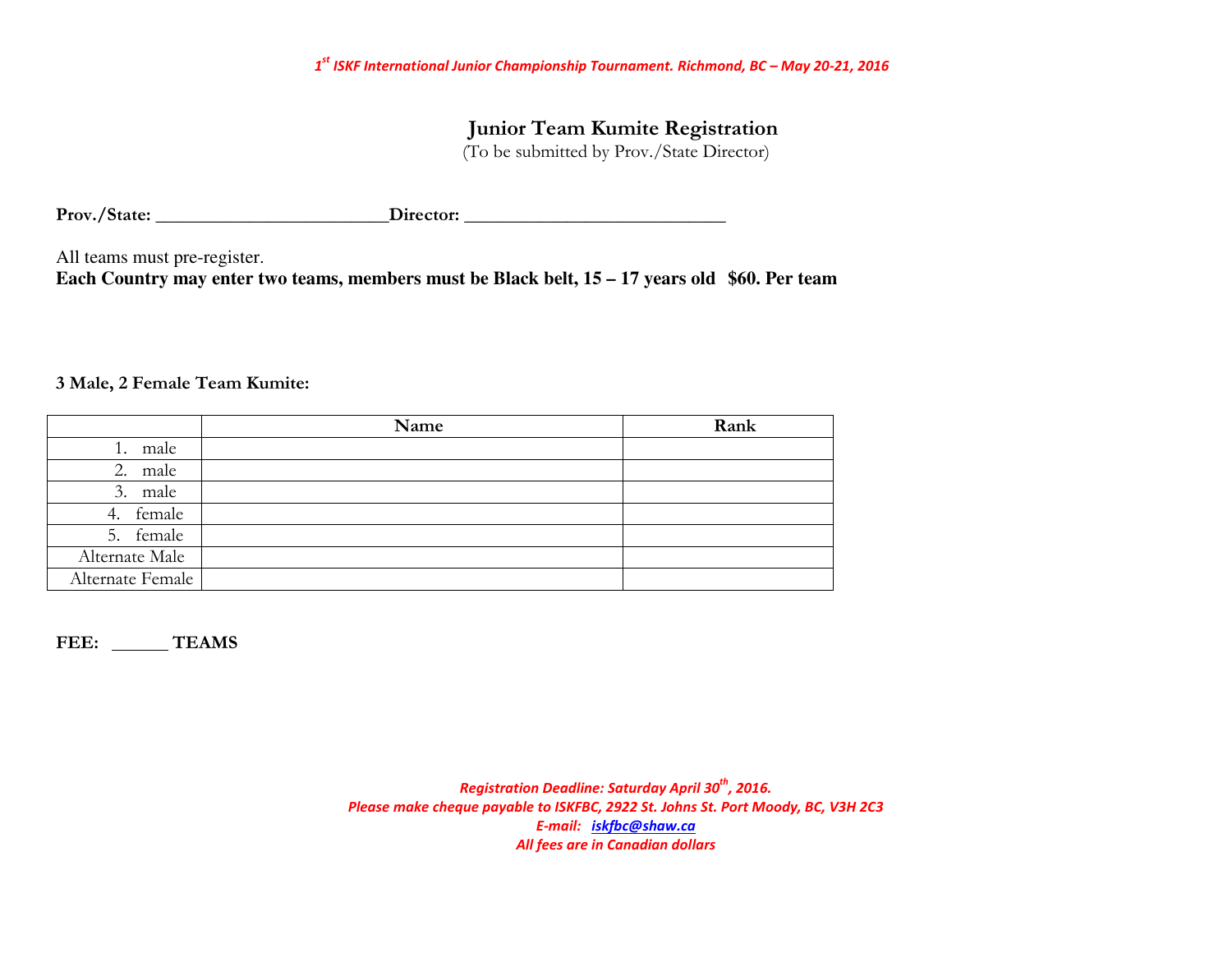# Junior Team Kumite Registration

(To be submitted by Prov./State Director)

**Prov./State: __________________________Director: _____________________________**

All teams must pre-register.

**Each Country may enter two teams, members must be Black belt, 15 – 17 years old $60. Per team**

**3 Male, 2 Female Team Kumite:**

| | Name | Rank |
|---|---|---|
| 1. male | | |
| 2. male | | |
| 3. male | | |
| 4. female | | |
| 5. female | | |
| Alternate Male | | |
| Alternate Female | | |

**FEE: ______ TEAMS**

*Registration Deadline: Saturday April 30th, 2016.*
*Please make cheque payable to ISKFBC, 2922 St. Johns St. Port Moody, BC, V3H 2C3*
*E-mail: iskfbc@shaw.ca*
*All fees are in Canadian dollars*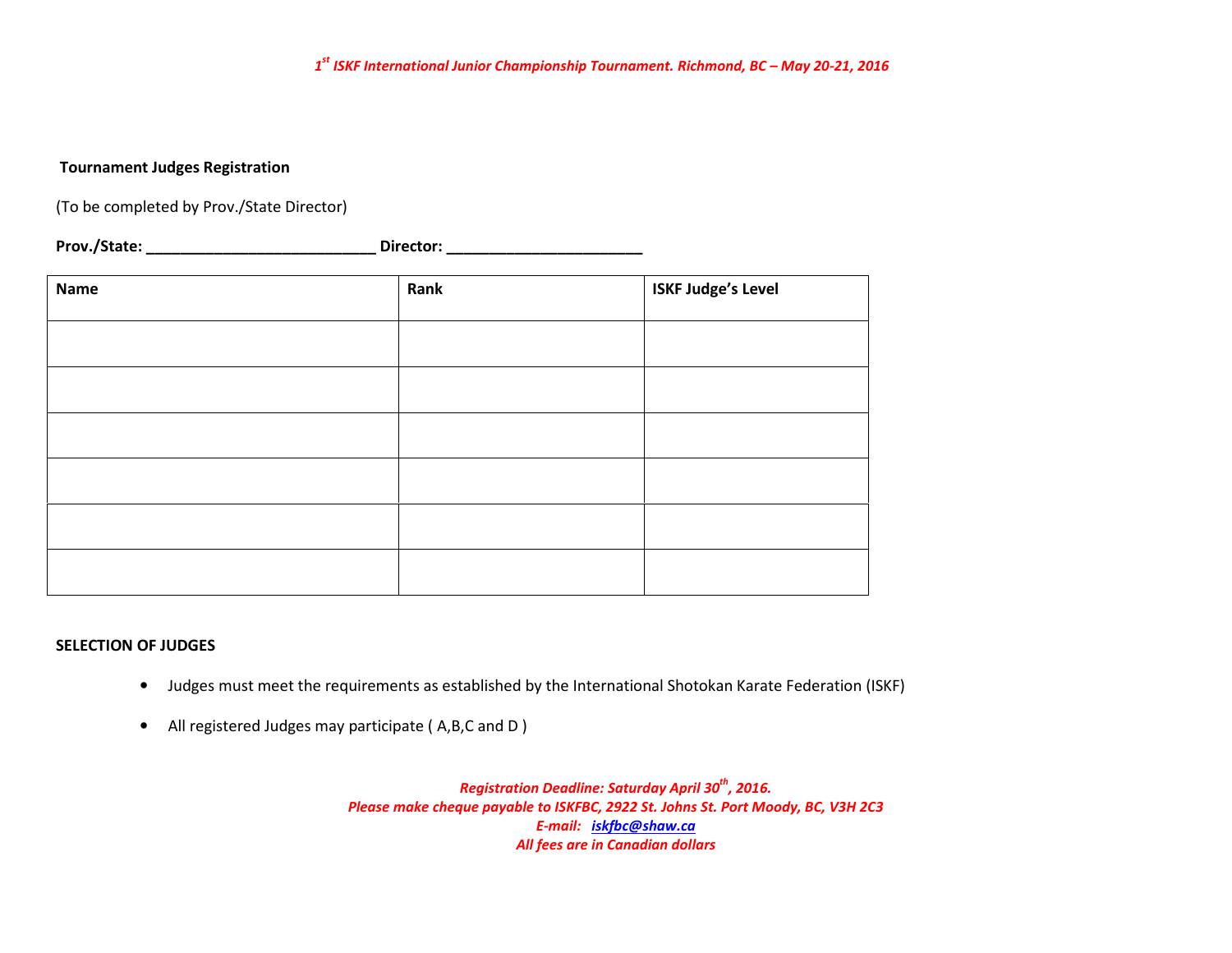*1st ISKF International Junior Championship Tournament. Richmond, BC – May 20-21, 2016*

**Tournament Judges Registration**

(To be completed by Prov./State Director)

**Prov./State: ___________________________ Director: _______________________**

| Name | Rank | ISKF Judge's Level |
|---|---|---|
| | | |
| | | |
| | | |
| | | |
| | | |
| | | |

**SELECTION OF JUDGES**

- Judges must meet the requirements as established by the International Shotokan Karate Federation (ISKF)
- All registered Judges may participate ( A,B,C and D )

***Registration Deadline: Saturday April 30th, 2016.***
***Please make cheque payable to ISKFBC, 2922 St. Johns St. Port Moody, BC, V3H 2C3***
***E-mail: iskfbc@shaw.ca***
***All fees are in Canadian dollars***